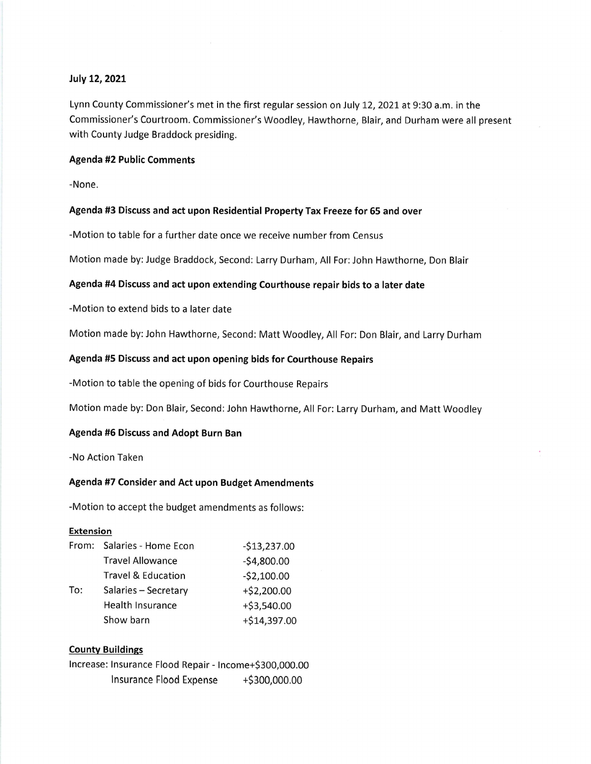**July 12, 2021**

Lynn County Commissioner's met in the first regular session on July 12, 2021 at 9:30 a.m. in the Commissioner's Courtroom. Commissioner's Woodley, Hawthorne, Blair, and Durham were all present with County Judge Braddock presiding.

**Agenda #2 Public Comments**

-None.

**Agenda #3 Discuss and act upon Residential Property Tax Freeze for 65 and over**

-Motion to table for a further date once we receive number from Census

Motion made by: Judge Braddock, Second: Larry Durham, All For: John Hawthorne, Don Blair

**Agenda #4 Discuss and act upon extending Courthouse repair bids to a later date**

-Motion to extend bids to a later date

Motion made by: John Hawthorne, Second: Matt Woodley, All For: Don Blair, and Larry Durham

**Agenda #5 Discuss and act upon opening bids for Courthouse Repairs**

-Motion to table the opening of bids for Courthouse Repairs

Motion made by: Don Blair, Second: John Hawthorne, All For: Larry Durham, and Matt Woodley

**Agenda #6 Discuss and Adopt Burn Ban**

-No Action Taken

**Agenda #7 Consider and Act upon Budget Amendments**

-Motion to accept the budget amendments as follows:

**Extension**

| | | |
|---|---|---|
| From: | Salaries - Home Econ | -$13,237.00 |
| | Travel Allowance | -$4,800.00 |
| | Travel & Education | -$2,100.00 |
| To: | Salaries – Secretary | +$2,200.00 |
| | Health Insurance | +$3,540.00 |
| | Show barn | +$14,397.00 |

**County Buildings**

| | | |
|---|---|---|
| Increase: | Insurance Flood Repair - Income | +$300,000.00 |
| | Insurance Flood Expense | +$300,000.00 |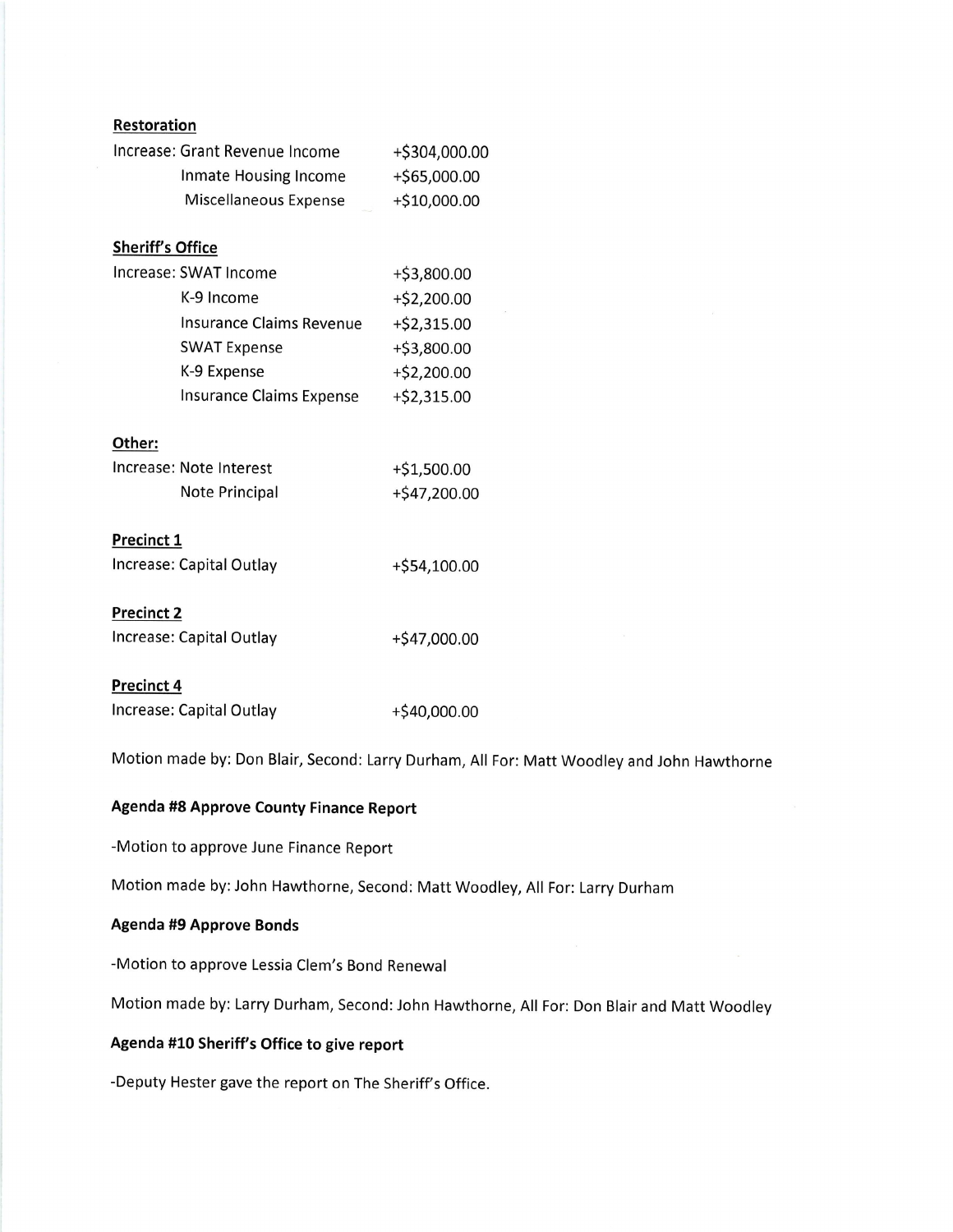**Restoration**

| | |
|---|---|
| Increase: Grant Revenue Income | +$304,000.00 |
| Inmate Housing Income | +$65,000.00 |
| Miscellaneous Expense | +$10,000.00 |

**Sheriff's Office**

| | |
|---|---|
| Increase: SWAT Income | +$3,800.00 |
| K-9 Income | +$2,200.00 |
| Insurance Claims Revenue | +$2,315.00 |
| SWAT Expense | +$3,800.00 |
| K-9 Expense | +$2,200.00 |
| Insurance Claims Expense | +$2,315.00 |

**Other:**

| | |
|---|---|
| Increase: Note Interest | +$1,500.00 |
| Note Principal | +$47,200.00 |

**Precinct 1**

| | |
|---|---|
| Increase: Capital Outlay | +$54,100.00 |

**Precinct 2**

| | |
|---|---|
| Increase: Capital Outlay | +$47,000.00 |

**Precinct 4**

| | |
|---|---|
| Increase: Capital Outlay | +$40,000.00 |

Motion made by: Don Blair, Second: Larry Durham, All For: Matt Woodley and John Hawthorne

**Agenda #8 Approve County Finance Report**

-Motion to approve June Finance Report

Motion made by: John Hawthorne, Second: Matt Woodley, All For: Larry Durham

**Agenda #9 Approve Bonds**

-Motion to approve Lessia Clem's Bond Renewal

Motion made by: Larry Durham, Second: John Hawthorne, All For: Don Blair and Matt Woodley

**Agenda #10 Sheriff's Office to give report**

-Deputy Hester gave the report on The Sheriff's Office.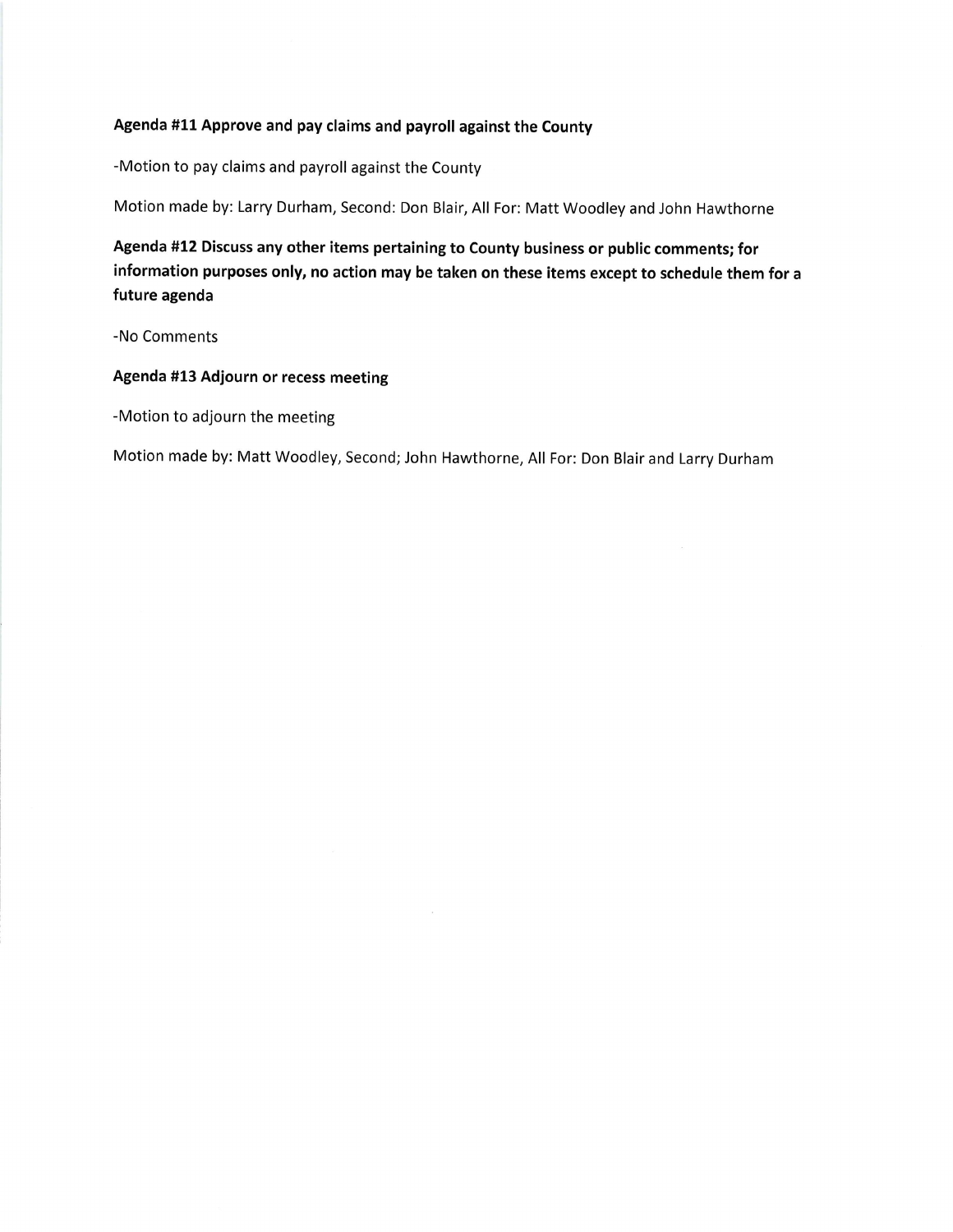**Agenda #11 Approve and pay claims and payroll against the County**

-Motion to pay claims and payroll against the County

Motion made by: Larry Durham, Second: Don Blair, All For: Matt Woodley and John Hawthorne

**Agenda #12 Discuss any other items pertaining to County business or public comments; for information purposes only, no action may be taken on these items except to schedule them for a future agenda**

-No Comments

**Agenda #13 Adjourn or recess meeting**

-Motion to adjourn the meeting

Motion made by: Matt Woodley, Second; John Hawthorne, All For: Don Blair and Larry Durham